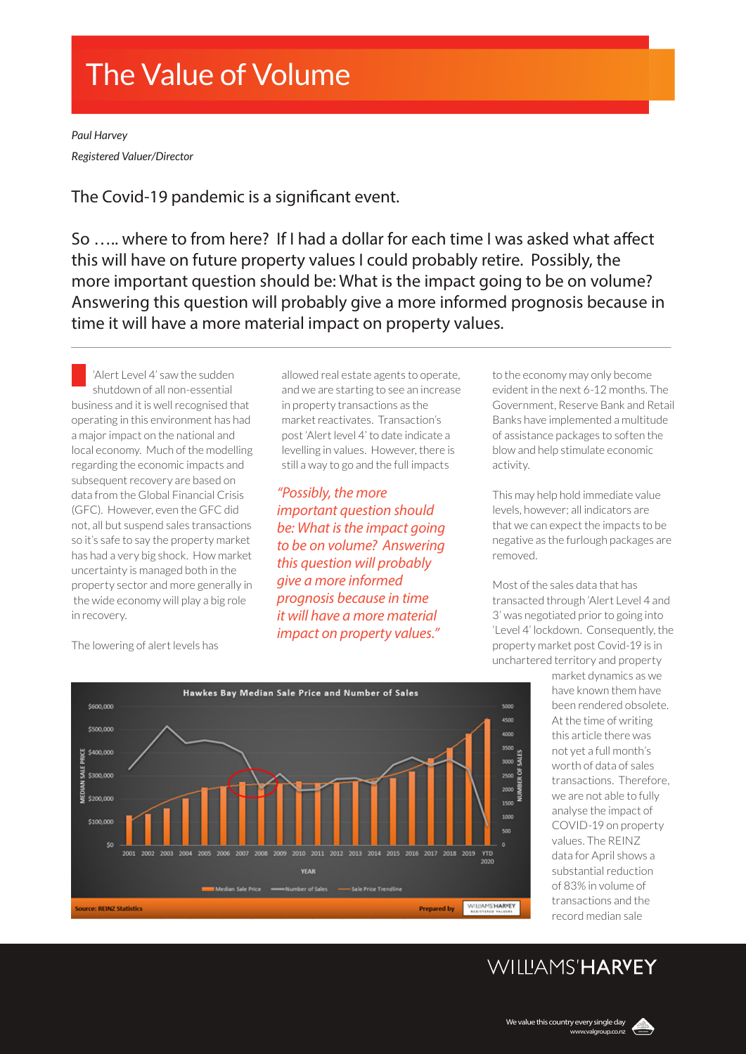# The Value of Volume

*Paul Harvey*

*Registered Valuer/Director*

The Covid-19 pandemic is a significant event.

So ….. where to from here? If I had a dollar for each time I was asked what affect this will have on future property values I could probably retire. Possibly, the more important question should be: What is the impact going to be on volume? Answering this question will probably give a more informed prognosis because in time it will have a more material impact on property values.

---

'Alert Level 4' saw the sudden shutdown of all non-essential business and it is well recognised that operating in this environment has had a major impact on the national and local economy. Much of the modelling regarding the economic impacts and subsequent recovery are based on data from the Global Financial Crisis (GFC). However, even the GFC did not, all but suspend sales transactions so it's safe to say the property market has had a very big shock. How market uncertainty is managed both in the property sector and more generally in the wide economy will play a big role in recovery.

The lowering of alert levels has allowed real estate agents to operate, and we are starting to see an increase in property transactions as the market reactivates. Transaction's post 'Alert level 4' to date indicate a levelling in values. However, there is still a way to go and the full impacts to the economy may only become evident in the next 6-12 months. The Government, Reserve Bank and Retail Banks have implemented a multitude of assistance packages to soften the blow and help stimulate economic activity.

> *"Possibly, the more important question should be: What is the impact going to be on volume? Answering this question will probably give a more informed prognosis because in time it will have a more material impact on property values."*

This may help hold immediate value levels, however; all indicators are that we can expect the impacts to be negative as the furlough packages are removed.

Most of the sales data that has transacted through 'Alert Level 4 and 3' was negotiated prior to going into 'Level 4' lockdown. Consequently, the property market post Covid-19 is in unchartered territory and property market dynamics as we have known them have been rendered obsolete. At the time of writing this article there was not yet a full month's worth of data of sales transactions. Therefore, we are not able to fully analyse the impact of COVID-19 on property values. The REINZ data for April shows a substantial reduction of 83% in volume of transactions and the record median sale

**Hawkes Bay Median Sale Price and Number of Sales**

Source: REINZ Statistics — Prepared by Williams Harvey Registered Valuers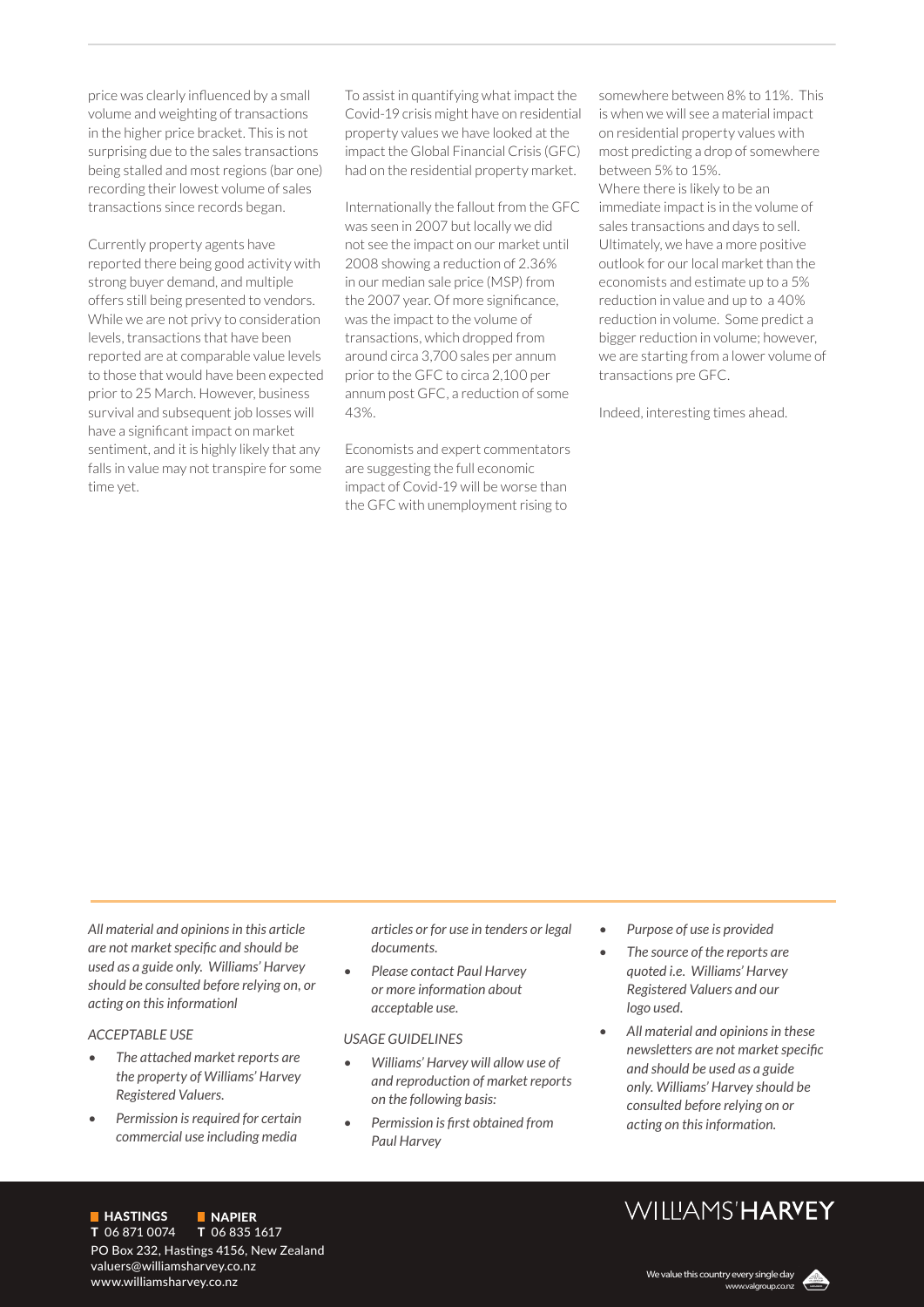price was clearly influenced by a small volume and weighting of transactions in the higher price bracket. This is not surprising due to the sales transactions being stalled and most regions (bar one) recording their lowest volume of sales transactions since records began.

Currently property agents have reported there being good activity with strong buyer demand, and multiple offers still being presented to vendors. While we are not privy to consideration levels, transactions that have been reported are at comparable value levels to those that would have been expected prior to 25 March. However, business survival and subsequent job losses will have a significant impact on market sentiment, and it is highly likely that any falls in value may not transpire for some time yet.

To assist in quantifying what impact the Covid-19 crisis might have on residential property values we have looked at the impact the Global Financial Crisis (GFC) had on the residential property market.

Internationally the fallout from the GFC was seen in 2007 but locally we did not see the impact on our market until 2008 showing a reduction of 2.36% in our median sale price (MSP) from the 2007 year. Of more significance, was the impact to the volume of transactions, which dropped from around circa 3,700 sales per annum prior to the GFC to circa 2,100 per annum post GFC, a reduction of some 43%.

Economists and expert commentators are suggesting the full economic impact of Covid-19 will be worse than the GFC with unemployment rising to somewhere between 8% to 11%. This is when we will see a material impact on residential property values with most predicting a drop of somewhere between 5% to 15%.

Where there is likely to be an immediate impact is in the volume of sales transactions and days to sell. Ultimately, we have a more positive outlook for our local market than the economists and estimate up to a 5% reduction in value and up to a 40% reduction in volume. Some predict a bigger reduction in volume; however, we are starting from a lower volume of transactions pre GFC.

Indeed, interesting times ahead.

---

*All material and opinions in this article are not market specific and should be used as a guide only. Williams' Harvey should be consulted before relying on, or acting on this informationl*

*ACCEPTABLE USE*

- *The attached market reports are the property of Williams' Harvey Registered Valuers.*
- *Permission is required for certain commercial use including media articles or for use in tenders or legal documents.*
- *Please contact Paul Harvey or more information about acceptable use.*

*USAGE GUIDELINES*

- *Williams' Harvey will allow use of and reproduction of market reports on the following basis:*
- *Permission is first obtained from Paul Harvey*
- *Purpose of use is provided*
- *The source of the reports are quoted i.e. Williams' Harvey Registered Valuers and our logo used.*
- *All material and opinions in these newsletters are not market specific and should be used as a guide only. Williams' Harvey should be consulted before relying on or acting on this information.*

**HASTINGS**
**T** 06 871 0074

**NAPIER**
**T** 06 835 1617

PO Box 232, Hastings 4156, New Zealand
valuers@williamsharvey.co.nz
www.williamsharvey.co.nz

WILLIAMS'**HARVEY**

We value this country every single day
www.valgroup.co.nz